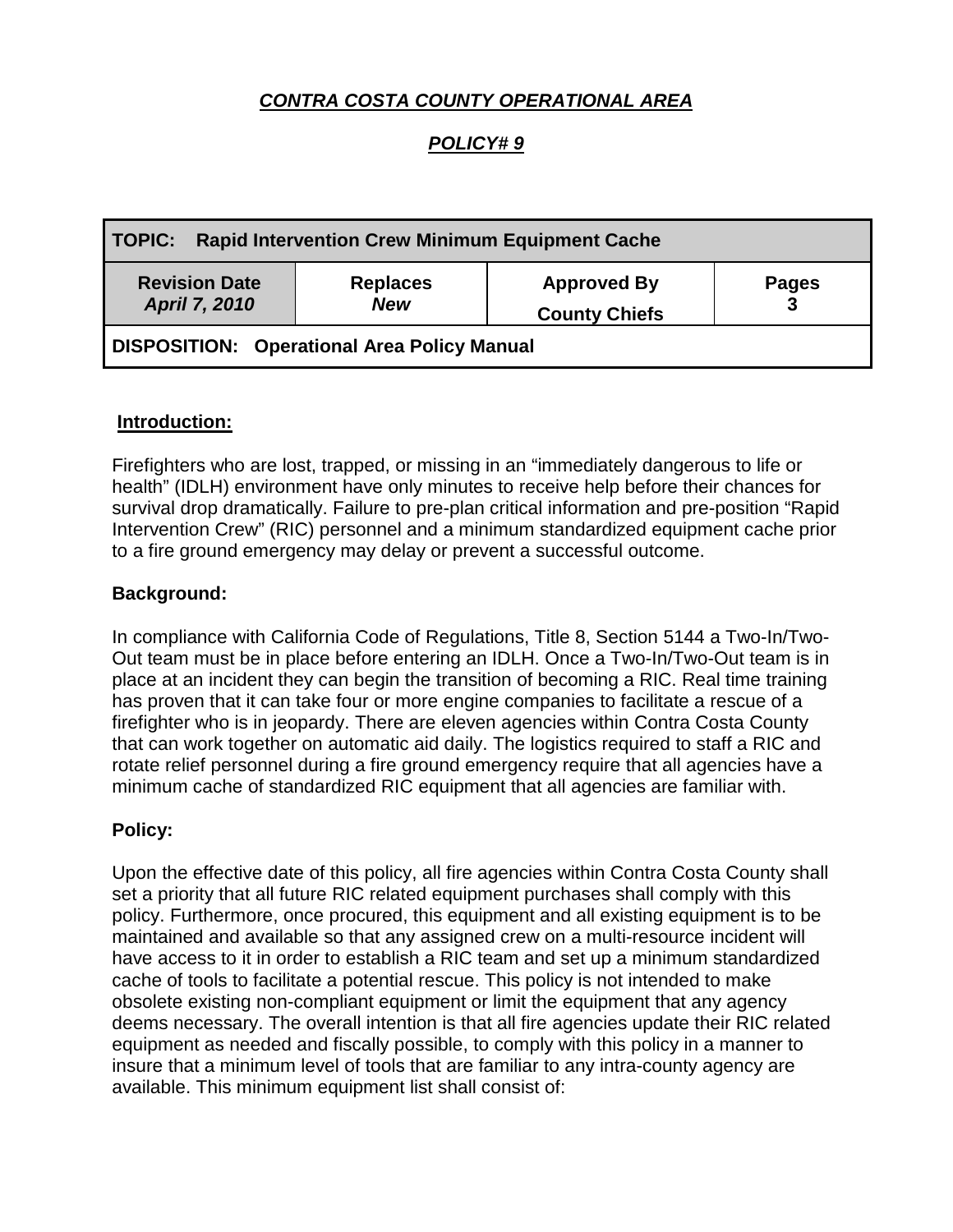***CONTRA COSTA COUNTY OPERATIONAL AREA***

***POLICY# 9***

| **TOPIC: Rapid Intervention Crew Minimum Equipment Cache** | | | |
|---|---|---|---|
| **Revision Date** ***April 7, 2010*** | **Replaces** ***New*** | **Approved By** **County Chiefs** | **Pages** **3** |
| **DISPOSITION: Operational Area Policy Manual** | | | |

## Introduction:

Firefighters who are lost, trapped, or missing in an "immediately dangerous to life or health" (IDLH) environment have only minutes to receive help before their chances for survival drop dramatically. Failure to pre-plan critical information and pre-position "Rapid Intervention Crew" (RIC) personnel and a minimum standardized equipment cache prior to a fire ground emergency may delay or prevent a successful outcome.

## Background:

In compliance with California Code of Regulations, Title 8, Section 5144 a Two-In/Two-Out team must be in place before entering an IDLH. Once a Two-In/Two-Out team is in place at an incident they can begin the transition of becoming a RIC. Real time training has proven that it can take four or more engine companies to facilitate a rescue of a firefighter who is in jeopardy. There are eleven agencies within Contra Costa County that can work together on automatic aid daily. The logistics required to staff a RIC and rotate relief personnel during a fire ground emergency require that all agencies have a minimum cache of standardized RIC equipment that all agencies are familiar with.

## Policy:

Upon the effective date of this policy, all fire agencies within Contra Costa County shall set a priority that all future RIC related equipment purchases shall comply with this policy. Furthermore, once procured, this equipment and all existing equipment is to be maintained and available so that any assigned crew on a multi-resource incident will have access to it in order to establish a RIC team and set up a minimum standardized cache of tools to facilitate a potential rescue. This policy is not intended to make obsolete existing non-compliant equipment or limit the equipment that any agency deems necessary. The overall intention is that all fire agencies update their RIC related equipment as needed and fiscally possible, to comply with this policy in a manner to insure that a minimum level of tools that are familiar to any intra-county agency are available. This minimum equipment list shall consist of: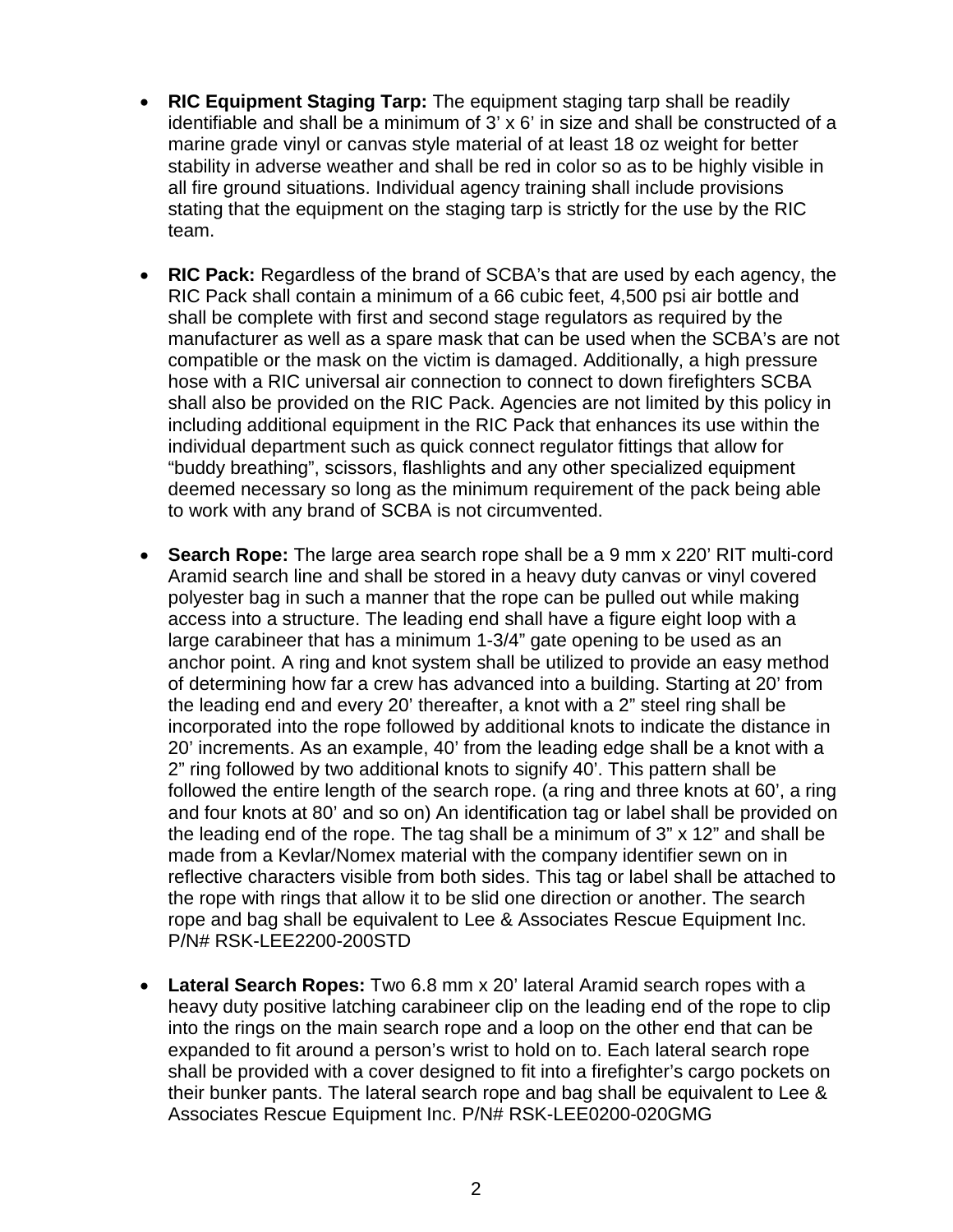- **RIC Equipment Staging Tarp:** The equipment staging tarp shall be readily identifiable and shall be a minimum of 3' x 6' in size and shall be constructed of a marine grade vinyl or canvas style material of at least 18 oz weight for better stability in adverse weather and shall be red in color so as to be highly visible in all fire ground situations. Individual agency training shall include provisions stating that the equipment on the staging tarp is strictly for the use by the RIC team.

- **RIC Pack:** Regardless of the brand of SCBA's that are used by each agency, the RIC Pack shall contain a minimum of a 66 cubic feet, 4,500 psi air bottle and shall be complete with first and second stage regulators as required by the manufacturer as well as a spare mask that can be used when the SCBA's are not compatible or the mask on the victim is damaged. Additionally, a high pressure hose with a RIC universal air connection to connect to down firefighters SCBA shall also be provided on the RIC Pack. Agencies are not limited by this policy in including additional equipment in the RIC Pack that enhances its use within the individual department such as quick connect regulator fittings that allow for "buddy breathing", scissors, flashlights and any other specialized equipment deemed necessary so long as the minimum requirement of the pack being able to work with any brand of SCBA is not circumvented.

- **Search Rope:** The large area search rope shall be a 9 mm x 220' RIT multi-cord Aramid search line and shall be stored in a heavy duty canvas or vinyl covered polyester bag in such a manner that the rope can be pulled out while making access into a structure. The leading end shall have a figure eight loop with a large carabineer that has a minimum 1-3/4" gate opening to be used as an anchor point. A ring and knot system shall be utilized to provide an easy method of determining how far a crew has advanced into a building. Starting at 20' from the leading end and every 20' thereafter, a knot with a 2" steel ring shall be incorporated into the rope followed by additional knots to indicate the distance in 20' increments. As an example, 40' from the leading edge shall be a knot with a 2" ring followed by two additional knots to signify 40'. This pattern shall be followed the entire length of the search rope. (a ring and three knots at 60', a ring and four knots at 80' and so on) An identification tag or label shall be provided on the leading end of the rope. The tag shall be a minimum of 3" x 12" and shall be made from a Kevlar/Nomex material with the company identifier sewn on in reflective characters visible from both sides. This tag or label shall be attached to the rope with rings that allow it to be slid one direction or another. The search rope and bag shall be equivalent to Lee & Associates Rescue Equipment Inc. P/N# RSK-LEE2200-200STD

- **Lateral Search Ropes:** Two 6.8 mm x 20' lateral Aramid search ropes with a heavy duty positive latching carabineer clip on the leading end of the rope to clip into the rings on the main search rope and a loop on the other end that can be expanded to fit around a person's wrist to hold on to. Each lateral search rope shall be provided with a cover designed to fit into a firefighter's cargo pockets on their bunker pants. The lateral search rope and bag shall be equivalent to Lee & Associates Rescue Equipment Inc. P/N# RSK-LEE0200-020GMG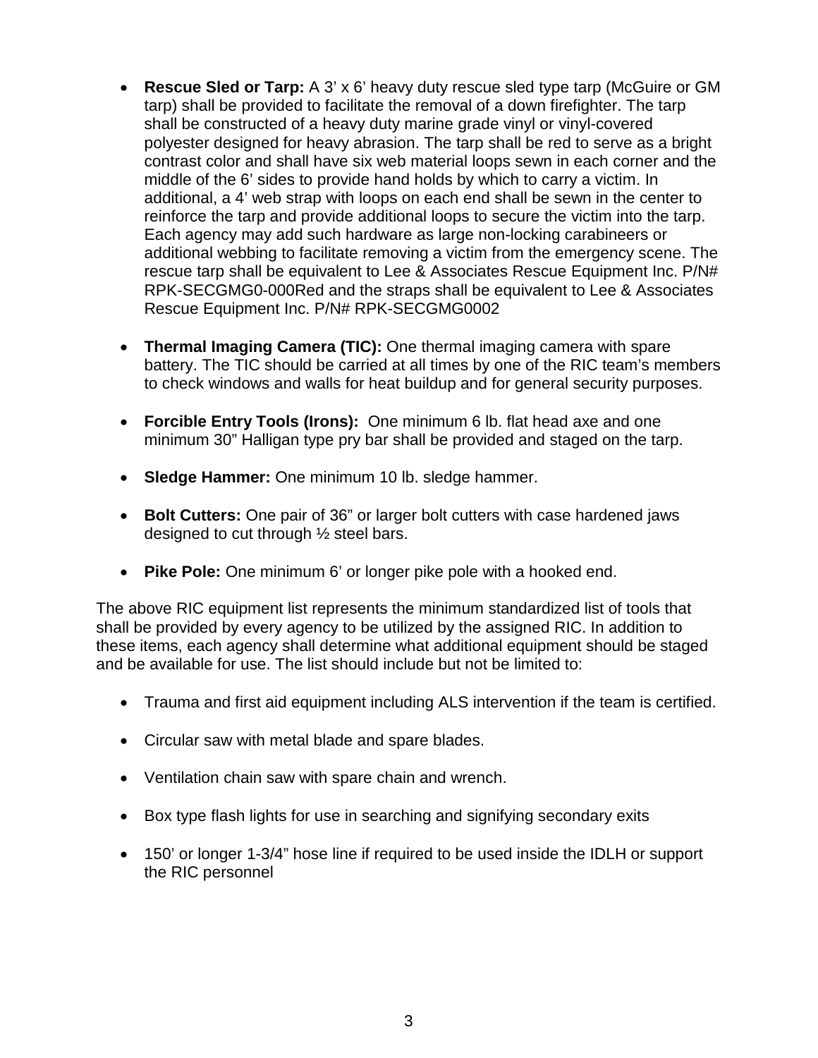- **Rescue Sled or Tarp:** A 3' x 6' heavy duty rescue sled type tarp (McGuire or GM tarp) shall be provided to facilitate the removal of a down firefighter. The tarp shall be constructed of a heavy duty marine grade vinyl or vinyl-covered polyester designed for heavy abrasion. The tarp shall be red to serve as a bright contrast color and shall have six web material loops sewn in each corner and the middle of the 6' sides to provide hand holds by which to carry a victim. In additional, a 4' web strap with loops on each end shall be sewn in the center to reinforce the tarp and provide additional loops to secure the victim into the tarp. Each agency may add such hardware as large non-locking carabineers or additional webbing to facilitate removing a victim from the emergency scene. The rescue tarp shall be equivalent to Lee & Associates Rescue Equipment Inc. P/N# RPK-SECGMG0-000Red and the straps shall be equivalent to Lee & Associates Rescue Equipment Inc. P/N# RPK-SECGMG0002

- **Thermal Imaging Camera (TIC):** One thermal imaging camera with spare battery. The TIC should be carried at all times by one of the RIC team's members to check windows and walls for heat buildup and for general security purposes.

- **Forcible Entry Tools (Irons):** One minimum 6 lb. flat head axe and one minimum 30" Halligan type pry bar shall be provided and staged on the tarp.

- **Sledge Hammer:** One minimum 10 lb. sledge hammer.

- **Bolt Cutters:** One pair of 36" or larger bolt cutters with case hardened jaws designed to cut through ½ steel bars.

- **Pike Pole:** One minimum 6' or longer pike pole with a hooked end.

The above RIC equipment list represents the minimum standardized list of tools that shall be provided by every agency to be utilized by the assigned RIC. In addition to these items, each agency shall determine what additional equipment should be staged and be available for use. The list should include but not be limited to:

- Trauma and first aid equipment including ALS intervention if the team is certified.

- Circular saw with metal blade and spare blades.

- Ventilation chain saw with spare chain and wrench.

- Box type flash lights for use in searching and signifying secondary exits

- 150' or longer 1-3/4" hose line if required to be used inside the IDLH or support the RIC personnel